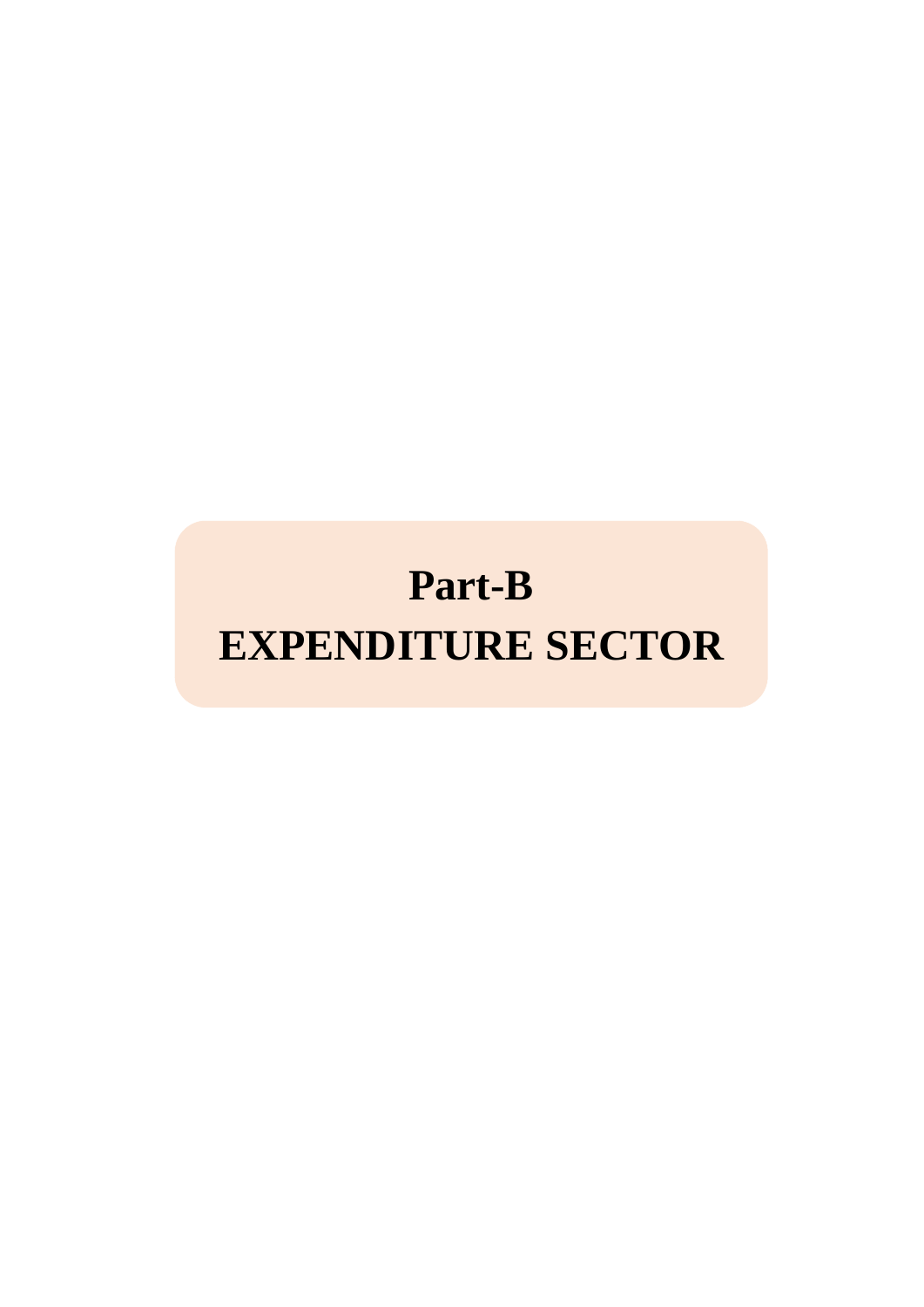# Part-B

# EXPENDITURE SECTOR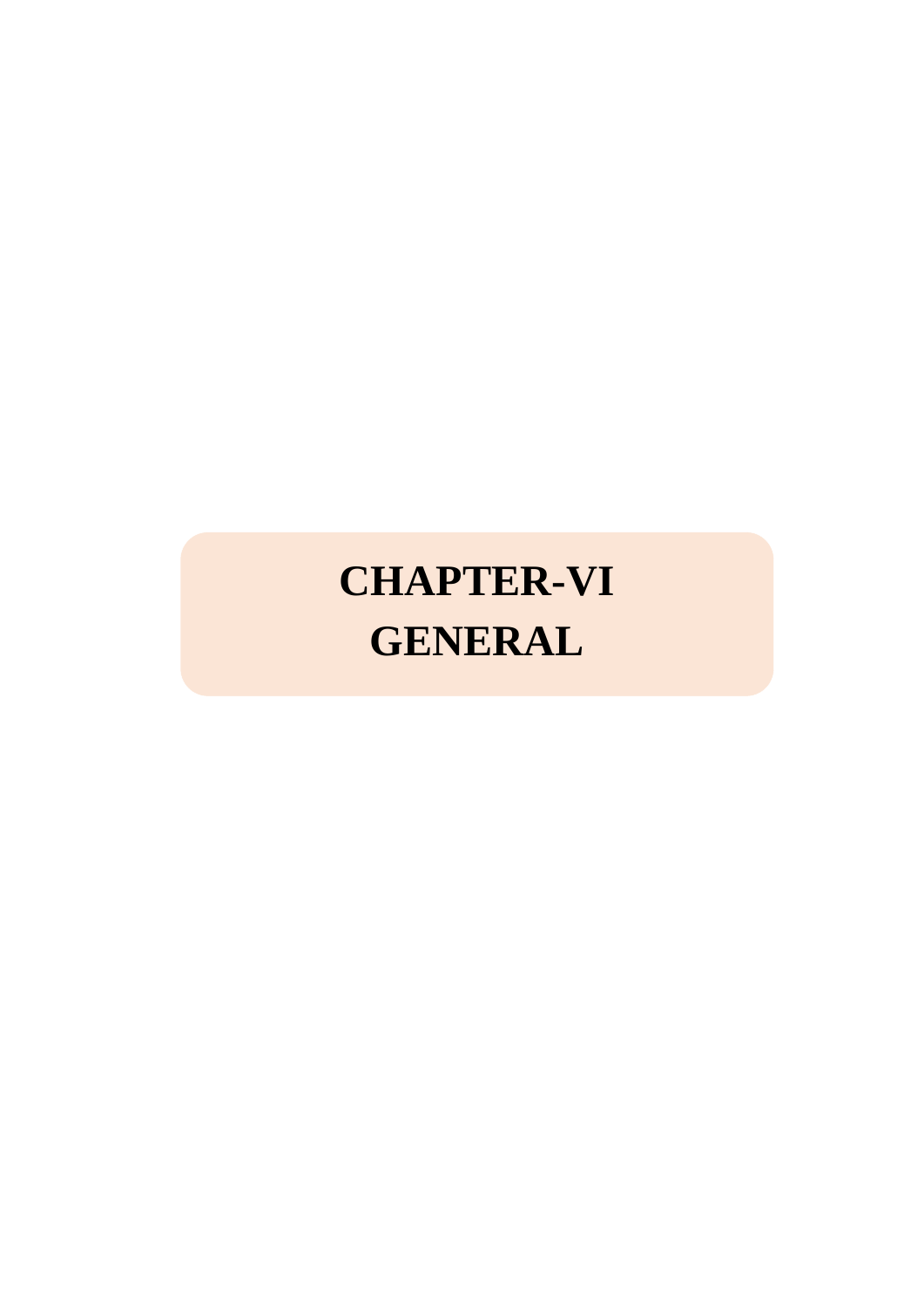# CHAPTER-VI
# GENERAL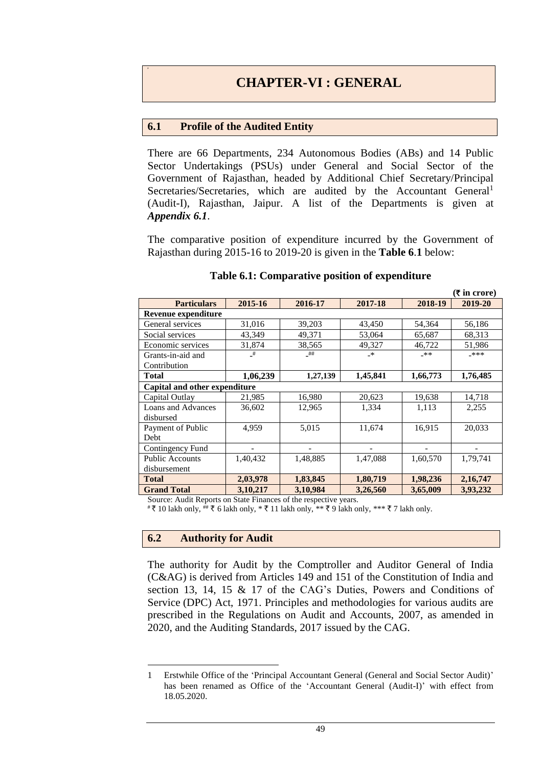# CHAPTER-VI : GENERAL

## 6.1 Profile of the Audited Entity

There are 66 Departments, 234 Autonomous Bodies (ABs) and 14 Public Sector Undertakings (PSUs) under General and Social Sector of the Government of Rajasthan, headed by Additional Chief Secretary/Principal Secretaries/Secretaries, which are audited by the Accountant General[1] (Audit-I), Rajasthan, Jaipur. A list of the Departments is given at ***Appendix 6.1***.

The comparative position of expenditure incurred by the Government of Rajasthan during 2015-16 to 2019-20 is given in the **Table 6.1** below:

**Table 6.1: Comparative position of expenditure**

**(₹ in crore)**

| Particulars | 2015-16 | 2016-17 | 2017-18 | 2018-19 | 2019-20 |
|---|---|---|---|---|---|
| **Revenue expenditure** | | | | | |
| General services | 31,016 | 39,203 | 43,450 | 54,364 | 56,186 |
| Social services | 43,349 | 49,371 | 53,064 | 65,687 | 68,313 |
| Economic services | 31,874 | 38,565 | 49,327 | 46,722 | 51,986 |
| Grants-in-aid and Contribution | -# | -## | -* | -** | -*** |
| **Total** | **1,06,239** | **1,27,139** | **1,45,841** | **1,66,773** | **1,76,485** |
| **Capital and other expenditure** | | | | | |
| Capital Outlay | 21,985 | 16,980 | 20,623 | 19,638 | 14,718 |
| Loans and Advances disbursed | 36,602 | 12,965 | 1,334 | 1,113 | 2,255 |
| Payment of Public Debt | 4,959 | 5,015 | 11,674 | 16,915 | 20,033 |
| Contingency Fund | - | - | - | - | - |
| Public Accounts disbursement | 1,40,432 | 1,48,885 | 1,47,088 | 1,60,570 | 1,79,741 |
| **Total** | **2,03,978** | **1,83,845** | **1,80,719** | **1,98,236** | **2,16,747** |
| **Grand Total** | **3,10,217** | **3,10,984** | **3,26,560** | **3,65,009** | **3,93,232** |

Source: Audit Reports on State Finances of the respective years.

# ₹ 10 lakh only, ## ₹ 6 lakh only, * ₹ 11 lakh only, ** ₹ 9 lakh only, *** ₹ 7 lakh only.

## 6.2 Authority for Audit

The authority for Audit by the Comptroller and Auditor General of India (C&AG) is derived from Articles 149 and 151 of the Constitution of India and section 13, 14, 15 & 17 of the CAG's Duties, Powers and Conditions of Service (DPC) Act, 1971. Principles and methodologies for various audits are prescribed in the Regulations on Audit and Accounts, 2007, as amended in 2020, and the Auditing Standards, 2017 issued by the CAG.

---

1 Erstwhile Office of the 'Principal Accountant General (General and Social Sector Audit)' has been renamed as Office of the 'Accountant General (Audit-I)' with effect from 18.05.2020.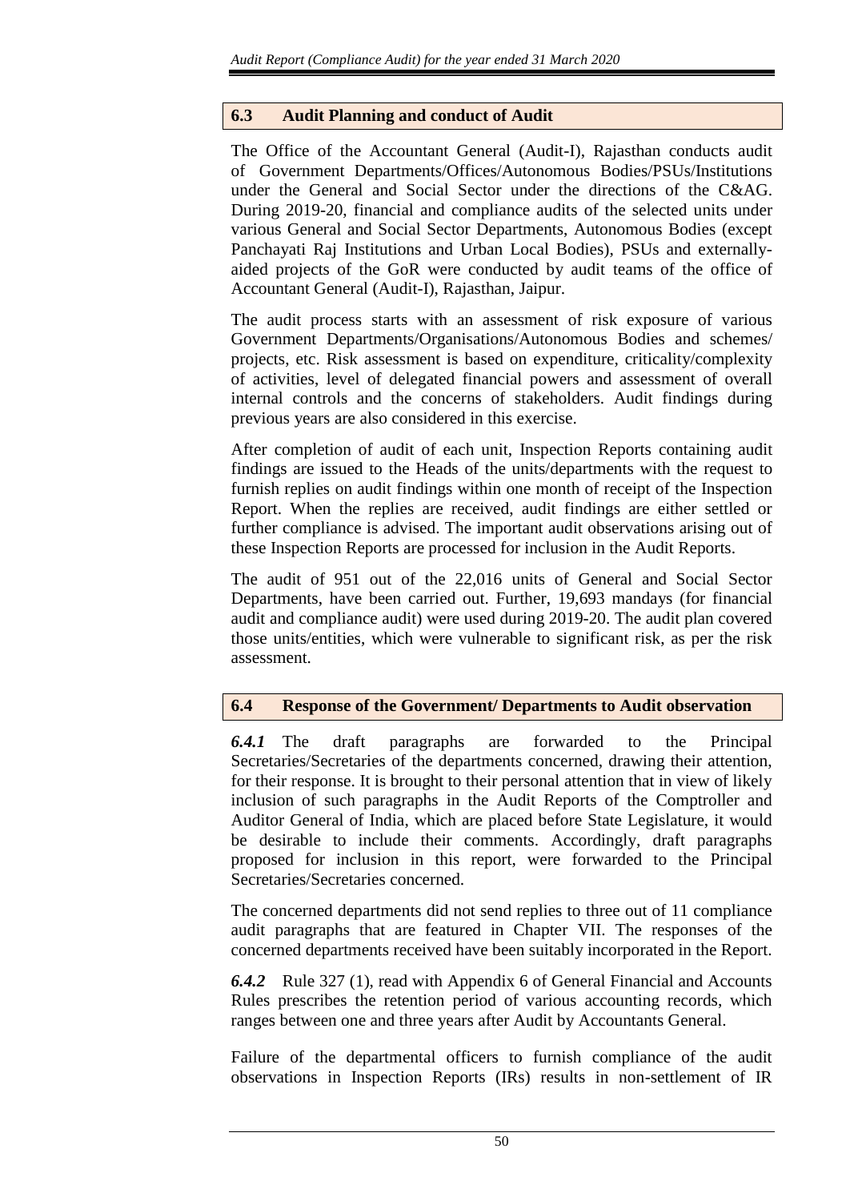## 6.3 Audit Planning and conduct of Audit

The Office of the Accountant General (Audit-I), Rajasthan conducts audit of Government Departments/Offices/Autonomous Bodies/PSUs/Institutions under the General and Social Sector under the directions of the C&AG. During 2019-20, financial and compliance audits of the selected units under various General and Social Sector Departments, Autonomous Bodies (except Panchayati Raj Institutions and Urban Local Bodies), PSUs and externally-aided projects of the GoR were conducted by audit teams of the office of Accountant General (Audit-I), Rajasthan, Jaipur.

The audit process starts with an assessment of risk exposure of various Government Departments/Organisations/Autonomous Bodies and schemes/ projects, etc. Risk assessment is based on expenditure, criticality/complexity of activities, level of delegated financial powers and assessment of overall internal controls and the concerns of stakeholders. Audit findings during previous years are also considered in this exercise.

After completion of audit of each unit, Inspection Reports containing audit findings are issued to the Heads of the units/departments with the request to furnish replies on audit findings within one month of receipt of the Inspection Report. When the replies are received, audit findings are either settled or further compliance is advised. The important audit observations arising out of these Inspection Reports are processed for inclusion in the Audit Reports.

The audit of 951 out of the 22,016 units of General and Social Sector Departments, have been carried out. Further, 19,693 mandays (for financial audit and compliance audit) were used during 2019-20. The audit plan covered those units/entities, which were vulnerable to significant risk, as per the risk assessment.

## 6.4 Response of the Government/ Departments to Audit observation

***6.4.1*** The draft paragraphs are forwarded to the Principal Secretaries/Secretaries of the departments concerned, drawing their attention, for their response. It is brought to their personal attention that in view of likely inclusion of such paragraphs in the Audit Reports of the Comptroller and Auditor General of India, which are placed before State Legislature, it would be desirable to include their comments. Accordingly, draft paragraphs proposed for inclusion in this report, were forwarded to the Principal Secretaries/Secretaries concerned.

The concerned departments did not send replies to three out of 11 compliance audit paragraphs that are featured in Chapter VII. The responses of the concerned departments received have been suitably incorporated in the Report.

***6.4.2*** Rule 327 (1), read with Appendix 6 of General Financial and Accounts Rules prescribes the retention period of various accounting records, which ranges between one and three years after Audit by Accountants General.

Failure of the departmental officers to furnish compliance of the audit observations in Inspection Reports (IRs) results in non-settlement of IR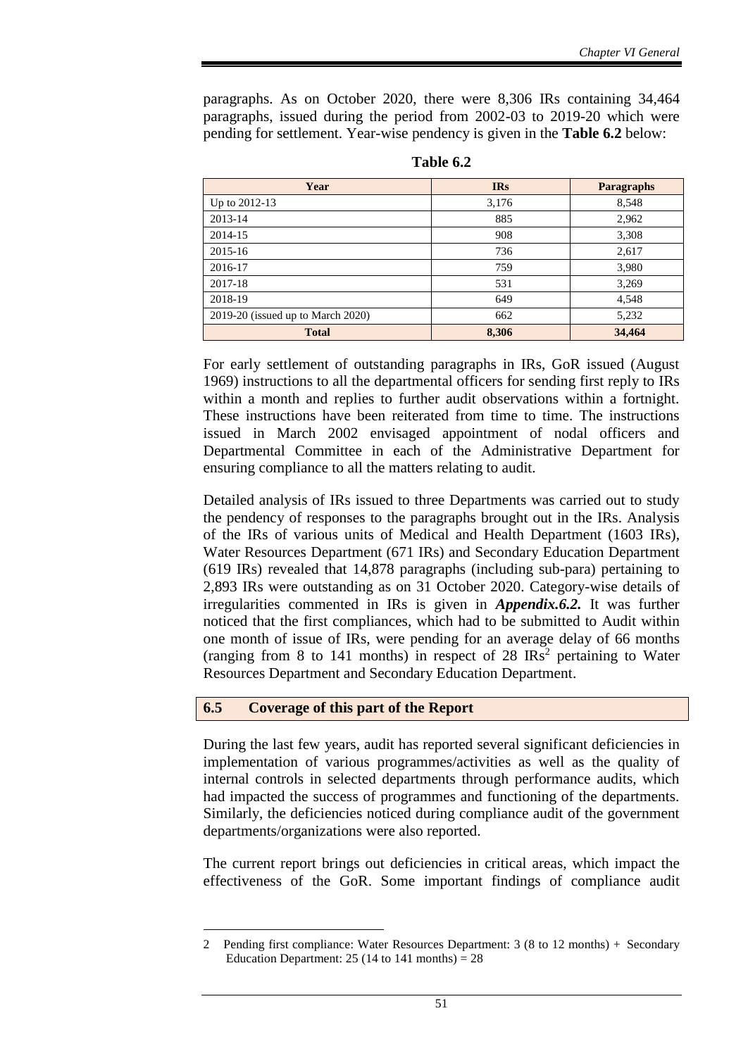paragraphs. As on October 2020, there were 8,306 IRs containing 34,464 paragraphs, issued during the period from 2002-03 to 2019-20 which were pending for settlement. Year-wise pendency is given in the **Table 6.2** below:

**Table 6.2**

| Year | IRs | Paragraphs |
|---|---|---|
| Up to 2012-13 | 3,176 | 8,548 |
| 2013-14 | 885 | 2,962 |
| 2014-15 | 908 | 3,308 |
| 2015-16 | 736 | 2,617 |
| 2016-17 | 759 | 3,980 |
| 2017-18 | 531 | 3,269 |
| 2018-19 | 649 | 4,548 |
| 2019-20 (issued up to March 2020) | 662 | 5,232 |
| **Total** | **8,306** | **34,464** |

For early settlement of outstanding paragraphs in IRs, GoR issued (August 1969) instructions to all the departmental officers for sending first reply to IRs within a month and replies to further audit observations within a fortnight. These instructions have been reiterated from time to time. The instructions issued in March 2002 envisaged appointment of nodal officers and Departmental Committee in each of the Administrative Department for ensuring compliance to all the matters relating to audit.

Detailed analysis of IRs issued to three Departments was carried out to study the pendency of responses to the paragraphs brought out in the IRs. Analysis of the IRs of various units of Medical and Health Department (1603 IRs), Water Resources Department (671 IRs) and Secondary Education Department (619 IRs) revealed that 14,878 paragraphs (including sub-para) pertaining to 2,893 IRs were outstanding as on 31 October 2020. Category-wise details of irregularities commented in IRs is given in ***Appendix.6.2.*** It was further noticed that the first compliances, which had to be submitted to Audit within one month of issue of IRs, were pending for an average delay of 66 months (ranging from 8 to 141 months) in respect of 28 IRs[2] pertaining to Water Resources Department and Secondary Education Department.

## 6.5 Coverage of this part of the Report

During the last few years, audit has reported several significant deficiencies in implementation of various programmes/activities as well as the quality of internal controls in selected departments through performance audits, which had impacted the success of programmes and functioning of the departments. Similarly, the deficiencies noticed during compliance audit of the government departments/organizations were also reported.

The current report brings out deficiencies in critical areas, which impact the effectiveness of the GoR. Some important findings of compliance audit

---

2 Pending first compliance: Water Resources Department: 3 (8 to 12 months) + Secondary Education Department: 25 (14 to 141 months) = 28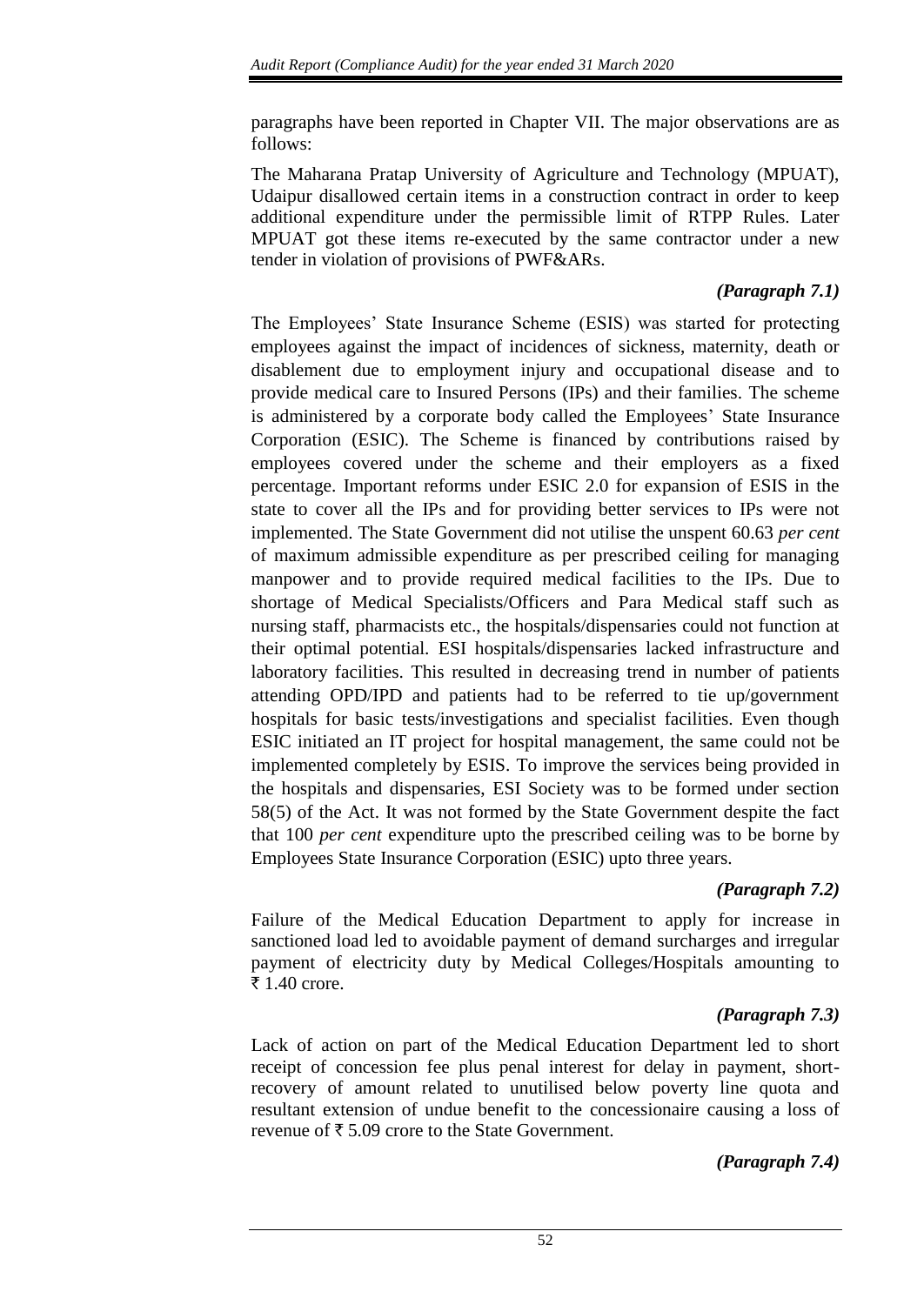paragraphs have been reported in Chapter VII. The major observations are as follows:

The Maharana Pratap University of Agriculture and Technology (MPUAT), Udaipur disallowed certain items in a construction contract in order to keep additional expenditure under the permissible limit of RTPP Rules. Later MPUAT got these items re-executed by the same contractor under a new tender in violation of provisions of PWF&ARs.

*(Paragraph 7.1)*

The Employees' State Insurance Scheme (ESIS) was started for protecting employees against the impact of incidences of sickness, maternity, death or disablement due to employment injury and occupational disease and to provide medical care to Insured Persons (IPs) and their families. The scheme is administered by a corporate body called the Employees' State Insurance Corporation (ESIC). The Scheme is financed by contributions raised by employees covered under the scheme and their employers as a fixed percentage. Important reforms under ESIC 2.0 for expansion of ESIS in the state to cover all the IPs and for providing better services to IPs were not implemented. The State Government did not utilise the unspent 60.63 *per cent* of maximum admissible expenditure as per prescribed ceiling for managing manpower and to provide required medical facilities to the IPs. Due to shortage of Medical Specialists/Officers and Para Medical staff such as nursing staff, pharmacists etc., the hospitals/dispensaries could not function at their optimal potential. ESI hospitals/dispensaries lacked infrastructure and laboratory facilities. This resulted in decreasing trend in number of patients attending OPD/IPD and patients had to be referred to tie up/government hospitals for basic tests/investigations and specialist facilities. Even though ESIC initiated an IT project for hospital management, the same could not be implemented completely by ESIS. To improve the services being provided in the hospitals and dispensaries, ESI Society was to be formed under section 58(5) of the Act. It was not formed by the State Government despite the fact that 100 *per cent* expenditure upto the prescribed ceiling was to be borne by Employees State Insurance Corporation (ESIC) upto three years.

*(Paragraph 7.2)*

Failure of the Medical Education Department to apply for increase in sanctioned load led to avoidable payment of demand surcharges and irregular payment of electricity duty by Medical Colleges/Hospitals amounting to ₹ 1.40 crore.

*(Paragraph 7.3)*

Lack of action on part of the Medical Education Department led to short receipt of concession fee plus penal interest for delay in payment, short-recovery of amount related to unutilised below poverty line quota and resultant extension of undue benefit to the concessionaire causing a loss of revenue of ₹ 5.09 crore to the State Government.

*(Paragraph 7.4)*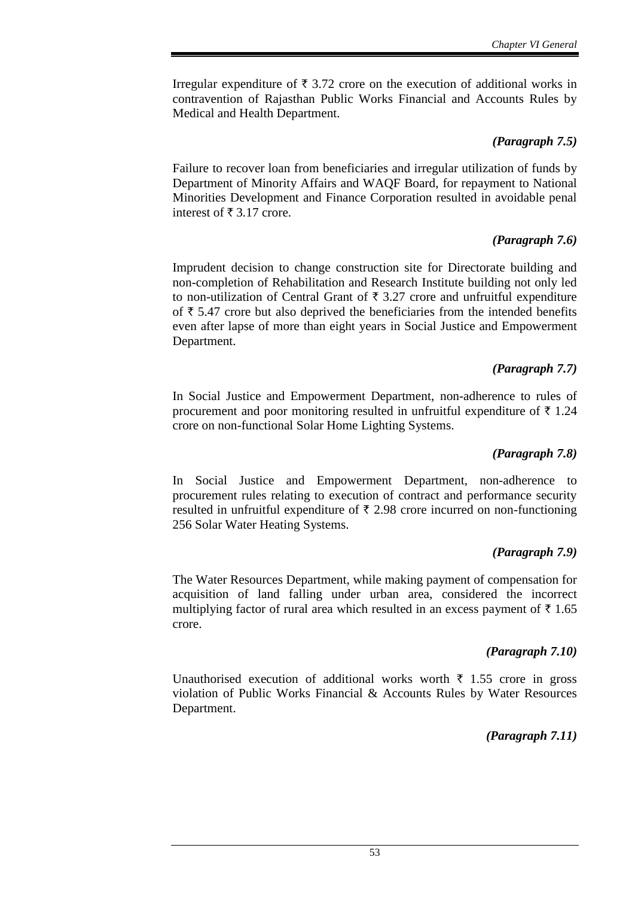Irregular expenditure of ₹ 3.72 crore on the execution of additional works in contravention of Rajasthan Public Works Financial and Accounts Rules by Medical and Health Department.

***(Paragraph 7.5)***

Failure to recover loan from beneficiaries and irregular utilization of funds by Department of Minority Affairs and WAQF Board, for repayment to National Minorities Development and Finance Corporation resulted in avoidable penal interest of ₹ 3.17 crore.

***(Paragraph 7.6)***

Imprudent decision to change construction site for Directorate building and non-completion of Rehabilitation and Research Institute building not only led to non-utilization of Central Grant of ₹ 3.27 crore and unfruitful expenditure of ₹ 5.47 crore but also deprived the beneficiaries from the intended benefits even after lapse of more than eight years in Social Justice and Empowerment Department.

***(Paragraph 7.7)***

In Social Justice and Empowerment Department, non-adherence to rules of procurement and poor monitoring resulted in unfruitful expenditure of ₹ 1.24 crore on non-functional Solar Home Lighting Systems.

***(Paragraph 7.8)***

In Social Justice and Empowerment Department, non-adherence to procurement rules relating to execution of contract and performance security resulted in unfruitful expenditure of ₹ 2.98 crore incurred on non-functioning 256 Solar Water Heating Systems.

***(Paragraph 7.9)***

The Water Resources Department, while making payment of compensation for acquisition of land falling under urban area, considered the incorrect multiplying factor of rural area which resulted in an excess payment of ₹ 1.65 crore.

***(Paragraph 7.10)***

Unauthorised execution of additional works worth ₹ 1.55 crore in gross violation of Public Works Financial & Accounts Rules by Water Resources Department.

***(Paragraph 7.11)***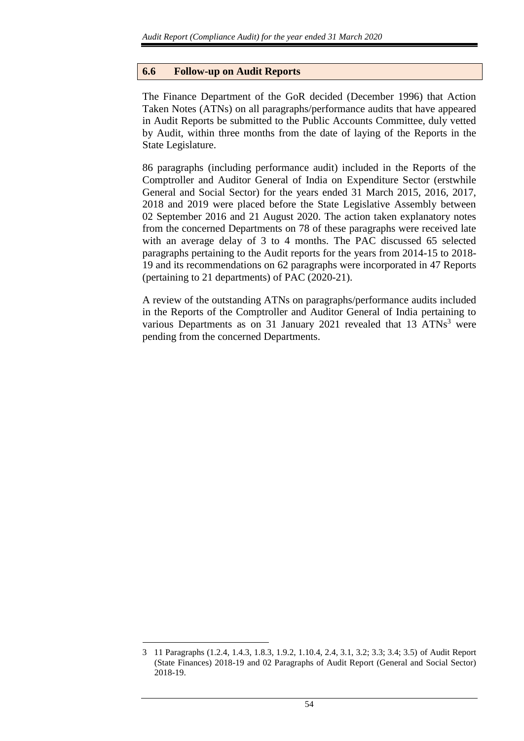## 6.6 Follow-up on Audit Reports

The Finance Department of the GoR decided (December 1996) that Action Taken Notes (ATNs) on all paragraphs/performance audits that have appeared in Audit Reports be submitted to the Public Accounts Committee, duly vetted by Audit, within three months from the date of laying of the Reports in the State Legislature.

86 paragraphs (including performance audit) included in the Reports of the Comptroller and Auditor General of India on Expenditure Sector (erstwhile General and Social Sector) for the years ended 31 March 2015, 2016, 2017, 2018 and 2019 were placed before the State Legislative Assembly between 02 September 2016 and 21 August 2020. The action taken explanatory notes from the concerned Departments on 78 of these paragraphs were received late with an average delay of 3 to 4 months. The PAC discussed 65 selected paragraphs pertaining to the Audit reports for the years from 2014-15 to 2018-19 and its recommendations on 62 paragraphs were incorporated in 47 Reports (pertaining to 21 departments) of PAC (2020-21).

A review of the outstanding ATNs on paragraphs/performance audits included in the Reports of the Comptroller and Auditor General of India pertaining to various Departments as on 31 January 2021 revealed that 13 ATNs[3] were pending from the concerned Departments.

---

3 11 Paragraphs (1.2.4, 1.4.3, 1.8.3, 1.9.2, 1.10.4, 2.4, 3.1, 3.2; 3.3; 3.4; 3.5) of Audit Report (State Finances) 2018-19 and 02 Paragraphs of Audit Report (General and Social Sector) 2018-19.